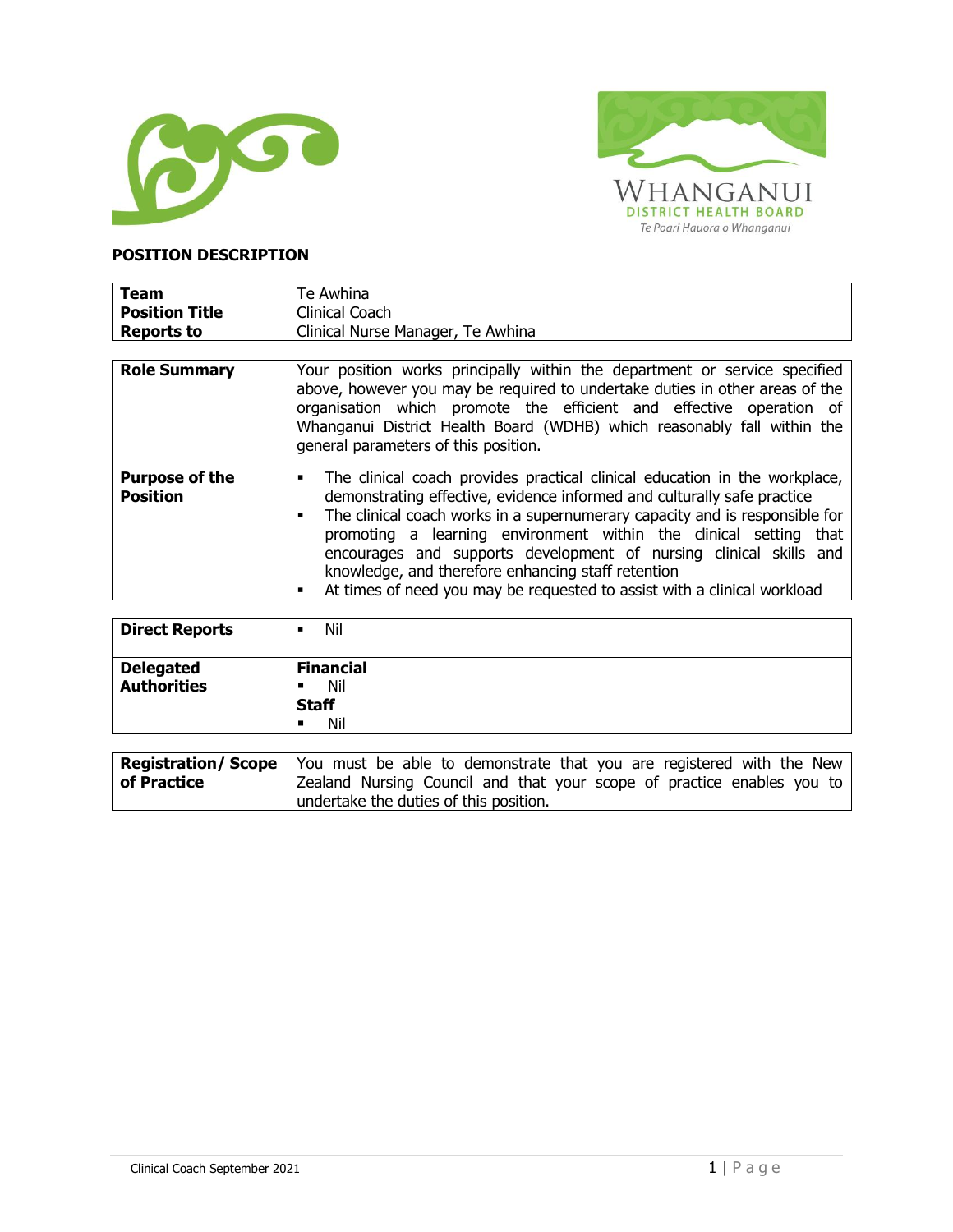# POSITION DESCRIPTION

| | |
|---|---|
| **Team** | Te Awhina |
| **Position Title** | Clinical Coach |
| **Reports to** | Clinical Nurse Manager, Te Awhina |

| | |
|---|---|
| **Role Summary** | Your position works principally within the department or service specified above, however you may be required to undertake duties in other areas of the organisation which promote the efficient and effective operation of Whanganui District Health Board (WDHB) which reasonably fall within the general parameters of this position. |
| **Purpose of the Position** | ▪ The clinical coach provides practical clinical education in the workplace, demonstrating effective, evidence informed and culturally safe practice<br>▪ The clinical coach works in a supernumerary capacity and is responsible for promoting a learning environment within the clinical setting that encourages and supports development of nursing clinical skills and knowledge, and therefore enhancing staff retention<br>▪ At times of need you may be requested to assist with a clinical workload |

| | |
|---|---|
| **Direct Reports** | ▪ Nil |
| **Delegated Authorities** | **Financial**<br>▪ Nil<br>**Staff**<br>▪ Nil |

| | |
|---|---|
| **Registration/ Scope of Practice** | You must be able to demonstrate that you are registered with the New Zealand Nursing Council and that your scope of practice enables you to undertake the duties of this position. |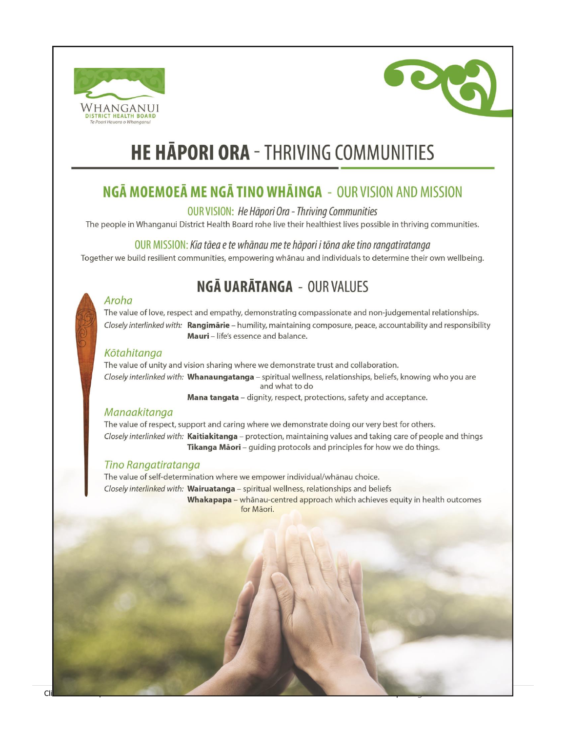# HE HĀPORI ORA - THRIVING COMMUNITIES

## NGĀ MOEMOEĀ ME NGĀ TINO WHĀINGA - OUR VISION AND MISSION

### OUR VISION: *He Hāpori Ora - Thriving Communities*

The people in Whanganui District Health Board rohe live their healthiest lives possible in thriving communities.

### OUR MISSION: *Kia tāea e te whānau me te hāpori i tōna ake tino rangatiratanga*

Together we build resilient communities, empowering whānau and individuals to determine their own wellbeing.

## NGĀ UARĀTANGA - OUR VALUES

### *Aroha*

The value of love, respect and empathy, demonstrating compassionate and non-judgemental relationships.

*Closely interlinked with:* **Rangimārie** – humility, maintaining composure, peace, accountability and responsibility
**Mauri** – life's essence and balance.

### *Kōtahitanga*

The value of unity and vision sharing where we demonstrate trust and collaboration.

*Closely interlinked with:* **Whanaungatanga** – spiritual wellness, relationships, beliefs, knowing who you are and what to do
**Mana tangata** – dignity, respect, protections, safety and acceptance.

### *Manaakitanga*

The value of respect, support and caring where we demonstrate doing our very best for others.

*Closely interlinked with:* **Kaitiakitanga** – protection, maintaining values and taking care of people and things
**Tikanga Māori** – guiding protocols and principles for how we do things.

### *Tino Rangatiratanga*

The value of self-determination where we empower individual/whānau choice.

*Closely interlinked with:* **Wairuatanga** – spiritual wellness, relationships and beliefs
**Whakapapa** – whānau-centred approach which achieves equity in health outcomes for Māori.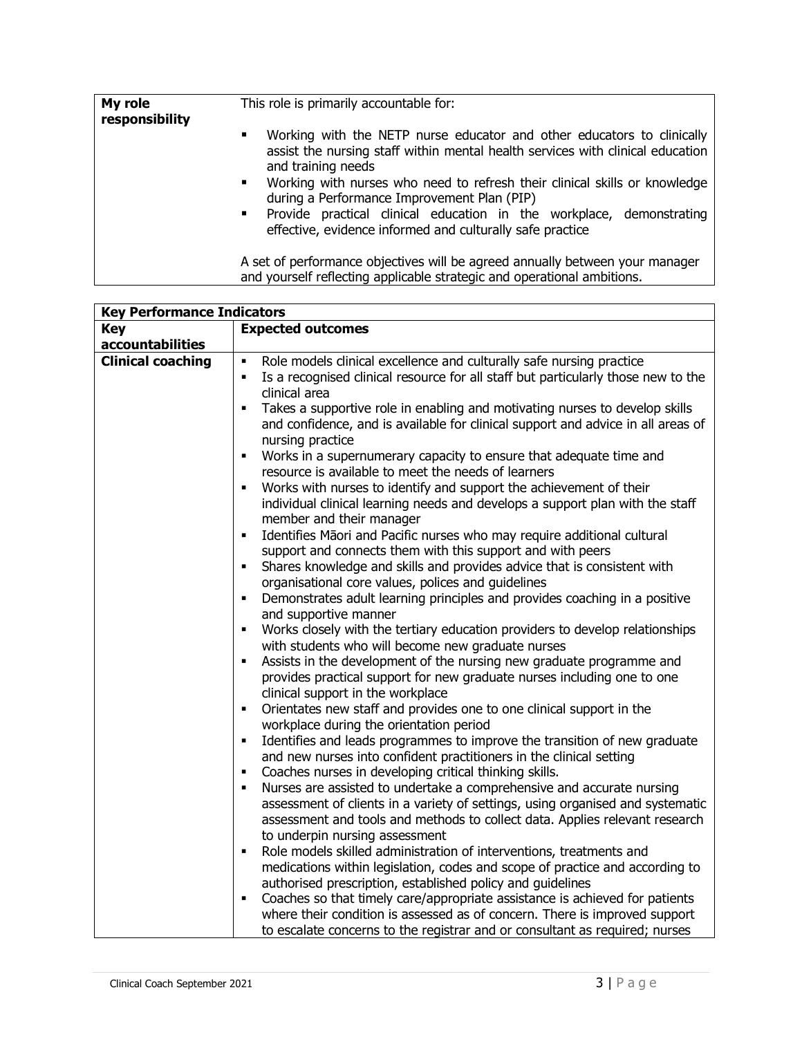| | |
|---|---|
| **My role responsibility** | This role is primarily accountable for:<br>▪ Working with the NETP nurse educator and other educators to clinically assist the nursing staff within mental health services with clinical education and training needs<br>▪ Working with nurses who need to refresh their clinical skills or knowledge during a Performance Improvement Plan (PIP)<br>▪ Provide practical clinical education in the workplace, demonstrating effective, evidence informed and culturally safe practice<br><br>A set of performance objectives will be agreed annually between your manager and yourself reflecting applicable strategic and operational ambitions. |

| **Key Performance Indicators** | |
|---|---|
| **Key accountabilities** | **Expected outcomes** |
| **Clinical coaching** | ▪ Role models clinical excellence and culturally safe nursing practice<br>▪ Is a recognised clinical resource for all staff but particularly those new to the clinical area<br>▪ Takes a supportive role in enabling and motivating nurses to develop skills and confidence, and is available for clinical support and advice in all areas of nursing practice<br>▪ Works in a supernumerary capacity to ensure that adequate time and resource is available to meet the needs of learners<br>▪ Works with nurses to identify and support the achievement of their individual clinical learning needs and develops a support plan with the staff member and their manager<br>▪ Identifies Māori and Pacific nurses who may require additional cultural support and connects them with this support and with peers<br>▪ Shares knowledge and skills and provides advice that is consistent with organisational core values, polices and guidelines<br>▪ Demonstrates adult learning principles and provides coaching in a positive and supportive manner<br>▪ Works closely with the tertiary education providers to develop relationships with students who will become new graduate nurses<br>▪ Assists in the development of the nursing new graduate programme and provides practical support for new graduate nurses including one to one clinical support in the workplace<br>▪ Orientates new staff and provides one to one clinical support in the workplace during the orientation period<br>▪ Identifies and leads programmes to improve the transition of new graduate and new nurses into confident practitioners in the clinical setting<br>▪ Coaches nurses in developing critical thinking skills.<br>▪ Nurses are assisted to undertake a comprehensive and accurate nursing assessment of clients in a variety of settings, using organised and systematic assessment and tools and methods to collect data. Applies relevant research to underpin nursing assessment<br>▪ Role models skilled administration of interventions, treatments and medications within legislation, codes and scope of practice and according to authorised prescription, established policy and guidelines<br>▪ Coaches so that timely care/appropriate assistance is achieved for patients where their condition is assessed as of concern. There is improved support to escalate concerns to the registrar and or consultant as required; nurses |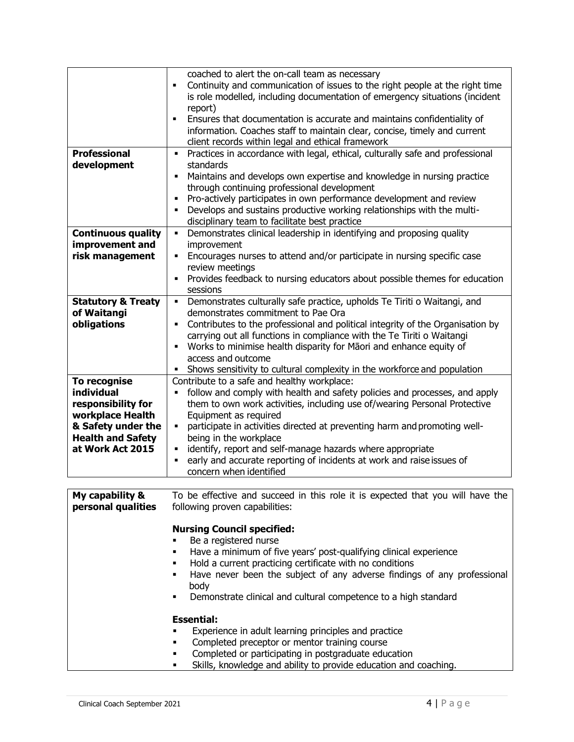| | |
|---|---|
| | coached to alert the on-call team as necessary<br>▪ Continuity and communication of issues to the right people at the right time is role modelled, including documentation of emergency situations (incident report)<br>▪ Ensures that documentation is accurate and maintains confidentiality of information. Coaches staff to maintain clear, concise, timely and current client records within legal and ethical framework |
| **Professional development** | ▪ Practices in accordance with legal, ethical, culturally safe and professional standards<br>▪ Maintains and develops own expertise and knowledge in nursing practice through continuing professional development<br>▪ Pro-actively participates in own performance development and review<br>▪ Develops and sustains productive working relationships with the multi-disciplinary team to facilitate best practice |
| **Continuous quality improvement and risk management** | ▪ Demonstrates clinical leadership in identifying and proposing quality improvement<br>▪ Encourages nurses to attend and/or participate in nursing specific case review meetings<br>▪ Provides feedback to nursing educators about possible themes for education sessions |
| **Statutory & Treaty of Waitangi obligations** | ▪ Demonstrates culturally safe practice, upholds Te Tiriti o Waitangi, and demonstrates commitment to Pae Ora<br>▪ Contributes to the professional and political integrity of the Organisation by carrying out all functions in compliance with the Te Tiriti o Waitangi<br>▪ Works to minimise health disparity for Māori and enhance equity of access and outcome<br>▪ Shows sensitivity to cultural complexity in the workforce and population |
| **To recognise individual responsibility for workplace Health & Safety under the Health and Safety at Work Act 2015** | Contribute to a safe and healthy workplace:<br>▪ follow and comply with health and safety policies and processes, and apply them to own work activities, including use of/wearing Personal Protective Equipment as required<br>▪ participate in activities directed at preventing harm and promoting well-being in the workplace<br>▪ identify, report and self-manage hazards where appropriate<br>▪ early and accurate reporting of incidents at work and raise issues of concern when identified |

| | |
|---|---|
| **My capability & personal qualities** | To be effective and succeed in this role it is expected that you will have the following proven capabilities:<br><br>**Nursing Council specified:**<br>▪ Be a registered nurse<br>▪ Have a minimum of five years' post-qualifying clinical experience<br>▪ Hold a current practicing certificate with no conditions<br>▪ Have never been the subject of any adverse findings of any professional body<br>▪ Demonstrate clinical and cultural competence to a high standard<br><br>**Essential:**<br>▪ Experience in adult learning principles and practice<br>▪ Completed preceptor or mentor training course<br>▪ Completed or participating in postgraduate education<br>▪ Skills, knowledge and ability to provide education and coaching. |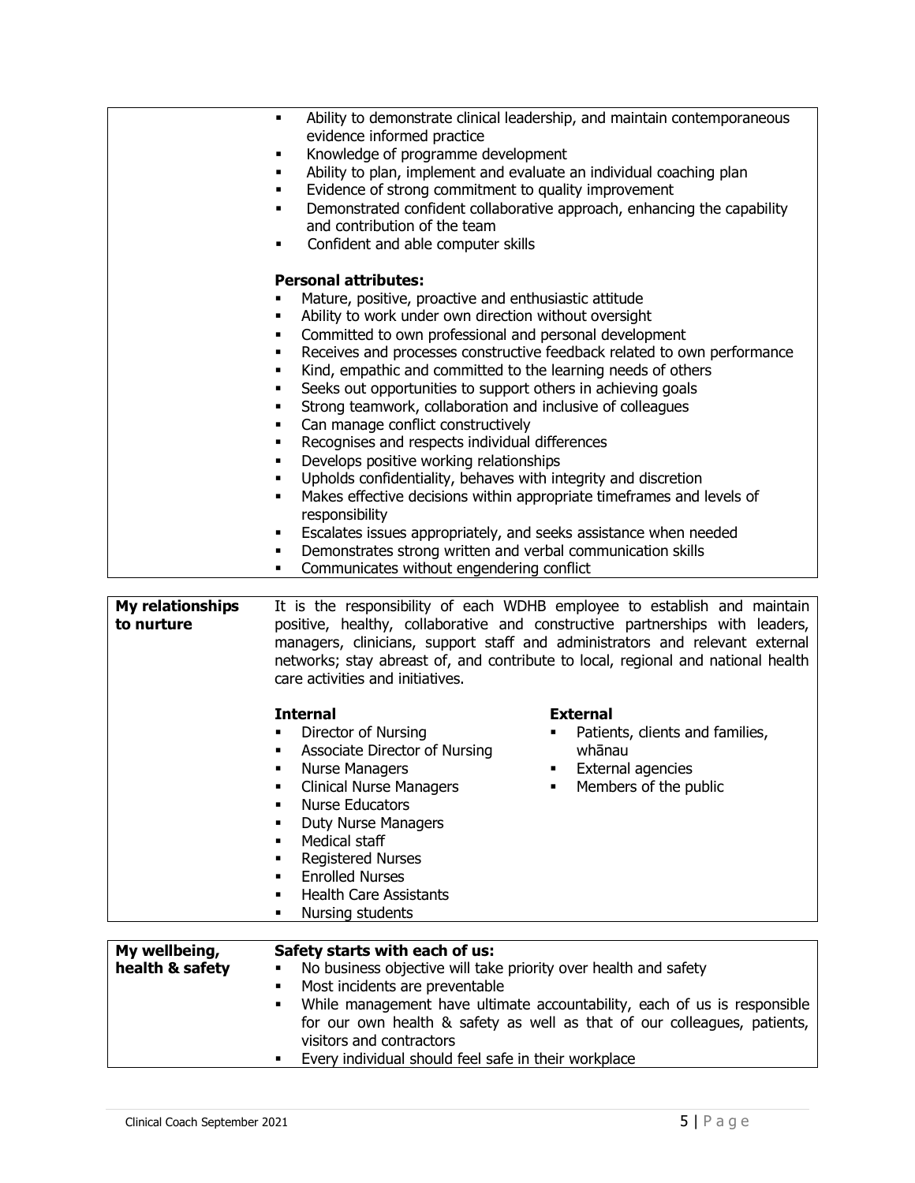| | |
|---|---|
| | ▪ Ability to demonstrate clinical leadership, and maintain contemporaneous evidence informed practice<br>▪ Knowledge of programme development<br>▪ Ability to plan, implement and evaluate an individual coaching plan<br>▪ Evidence of strong commitment to quality improvement<br>▪ Demonstrated confident collaborative approach, enhancing the capability and contribution of the team<br>▪ Confident and able computer skills<br><br>**Personal attributes:**<br>▪ Mature, positive, proactive and enthusiastic attitude<br>▪ Ability to work under own direction without oversight<br>▪ Committed to own professional and personal development<br>▪ Receives and processes constructive feedback related to own performance<br>▪ Kind, empathic and committed to the learning needs of others<br>▪ Seeks out opportunities to support others in achieving goals<br>▪ Strong teamwork, collaboration and inclusive of colleagues<br>▪ Can manage conflict constructively<br>▪ Recognises and respects individual differences<br>▪ Develops positive working relationships<br>▪ Upholds confidentiality, behaves with integrity and discretion<br>▪ Makes effective decisions within appropriate timeframes and levels of responsibility<br>▪ Escalates issues appropriately, and seeks assistance when needed<br>▪ Demonstrates strong written and verbal communication skills<br>▪ Communicates without engendering conflict |

| | | |
|---|---|---|
| **My relationships to nurture** | It is the responsibility of each WDHB employee to establish and maintain positive, healthy, collaborative and constructive partnerships with leaders, managers, clinicians, support staff and administrators and relevant external networks; stay abreast of, and contribute to local, regional and national health care activities and initiatives. | |
| | **Internal**<br>▪ Director of Nursing<br>▪ Associate Director of Nursing<br>▪ Nurse Managers<br>▪ Clinical Nurse Managers<br>▪ Nurse Educators<br>▪ Duty Nurse Managers<br>▪ Medical staff<br>▪ Registered Nurses<br>▪ Enrolled Nurses<br>▪ Health Care Assistants<br>▪ Nursing students | **External**<br>▪ Patients, clients and families, whānau<br>▪ External agencies<br>▪ Members of the public |

| | |
|---|---|
| **My wellbeing, health & safety** | **Safety starts with each of us:**<br>▪ No business objective will take priority over health and safety<br>▪ Most incidents are preventable<br>▪ While management have ultimate accountability, each of us is responsible for our own health & safety as well as that of our colleagues, patients, visitors and contractors<br>▪ Every individual should feel safe in their workplace |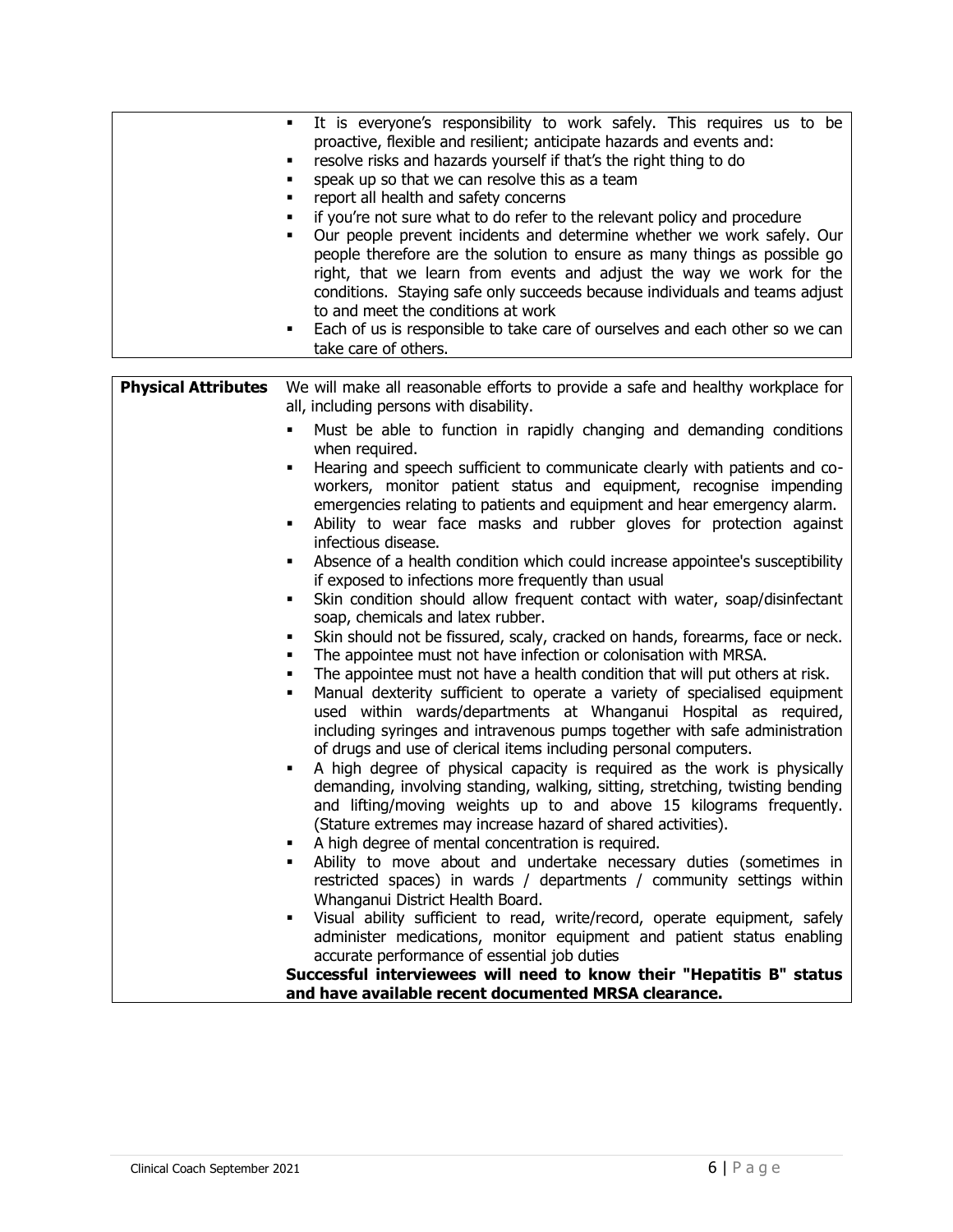| | |
|---|---|
| | ▪ It is everyone's responsibility to work safely. This requires us to be proactive, flexible and resilient; anticipate hazards and events and: <br>▪ resolve risks and hazards yourself if that's the right thing to do <br>▪ speak up so that we can resolve this as a team <br>▪ report all health and safety concerns <br>▪ if you're not sure what to do refer to the relevant policy and procedure <br>▪ Our people prevent incidents and determine whether we work safely. Our people therefore are the solution to ensure as many things as possible go right, that we learn from events and adjust the way we work for the conditions. Staying safe only succeeds because individuals and teams adjust to and meet the conditions at work <br>▪ Each of us is responsible to take care of ourselves and each other so we can take care of others. |

| | |
|---|---|
| **Physical Attributes** | We will make all reasonable efforts to provide a safe and healthy workplace for all, including persons with disability. <br>▪ Must be able to function in rapidly changing and demanding conditions when required. <br>▪ Hearing and speech sufficient to communicate clearly with patients and co-workers, monitor patient status and equipment, recognise impending emergencies relating to patients and equipment and hear emergency alarm. <br>▪ Ability to wear face masks and rubber gloves for protection against infectious disease. <br>▪ Absence of a health condition which could increase appointee's susceptibility if exposed to infections more frequently than usual <br>▪ Skin condition should allow frequent contact with water, soap/disinfectant soap, chemicals and latex rubber. <br>▪ Skin should not be fissured, scaly, cracked on hands, forearms, face or neck. <br>▪ The appointee must not have infection or colonisation with MRSA. <br>▪ The appointee must not have a health condition that will put others at risk. <br>▪ Manual dexterity sufficient to operate a variety of specialised equipment used within wards/departments at Whanganui Hospital as required, including syringes and intravenous pumps together with safe administration of drugs and use of clerical items including personal computers. <br>▪ A high degree of physical capacity is required as the work is physically demanding, involving standing, walking, sitting, stretching, twisting bending and lifting/moving weights up to and above 15 kilograms frequently. (Stature extremes may increase hazard of shared activities). <br>▪ A high degree of mental concentration is required. <br>▪ Ability to move about and undertake necessary duties (sometimes in restricted spaces) in wards / departments / community settings within Whanganui District Health Board. <br>▪ Visual ability sufficient to read, write/record, operate equipment, safely administer medications, monitor equipment and patient status enabling accurate performance of essential job duties <br>**Successful interviewees will need to know their "Hepatitis B" status and have available recent documented MRSA clearance.** |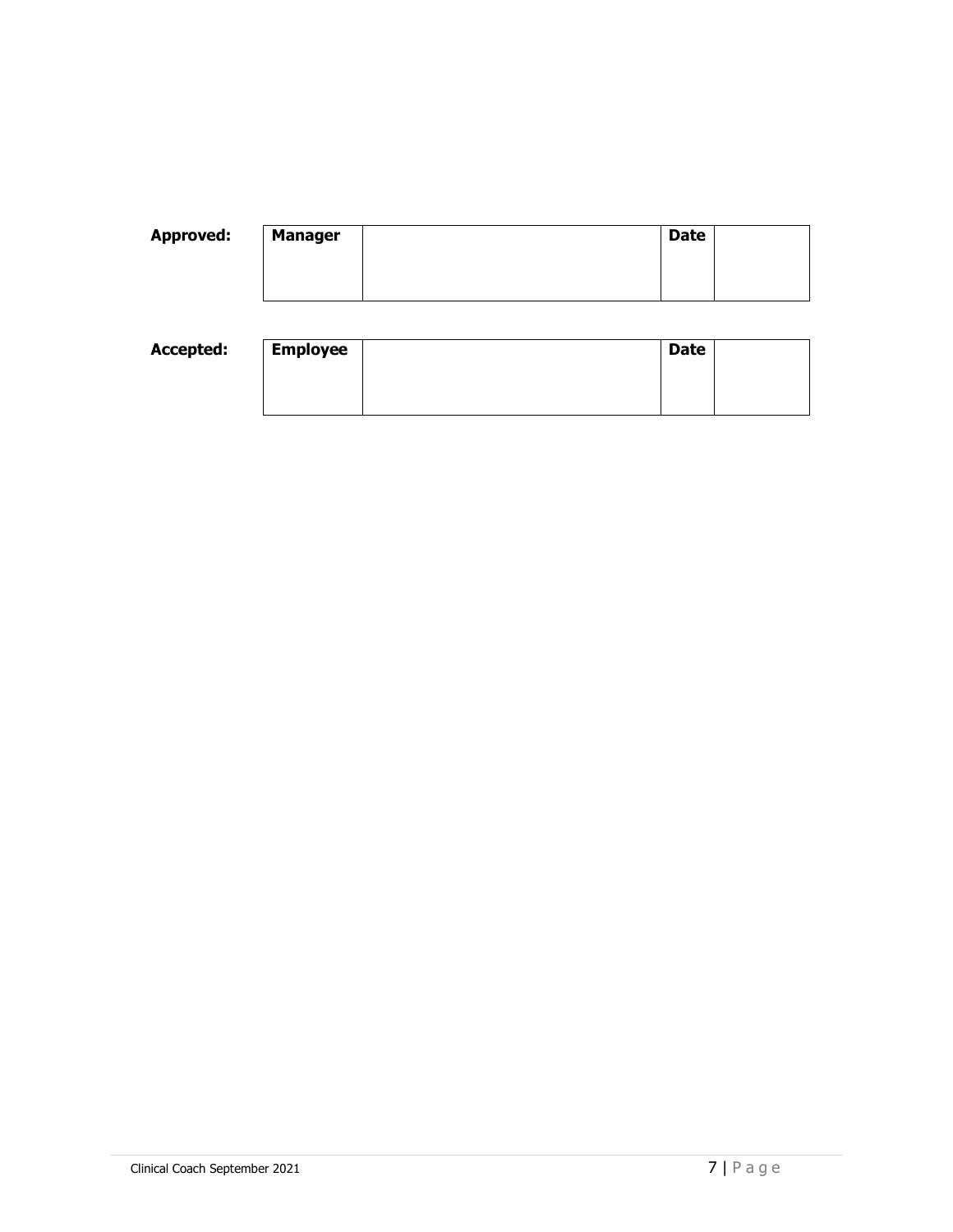**Approved:**

| | | | |
|---|---|---|---|
| **Manager** | | **Date** | |

**Accepted:**

| | | | |
|---|---|---|---|
| **Employee** | | **Date** | |